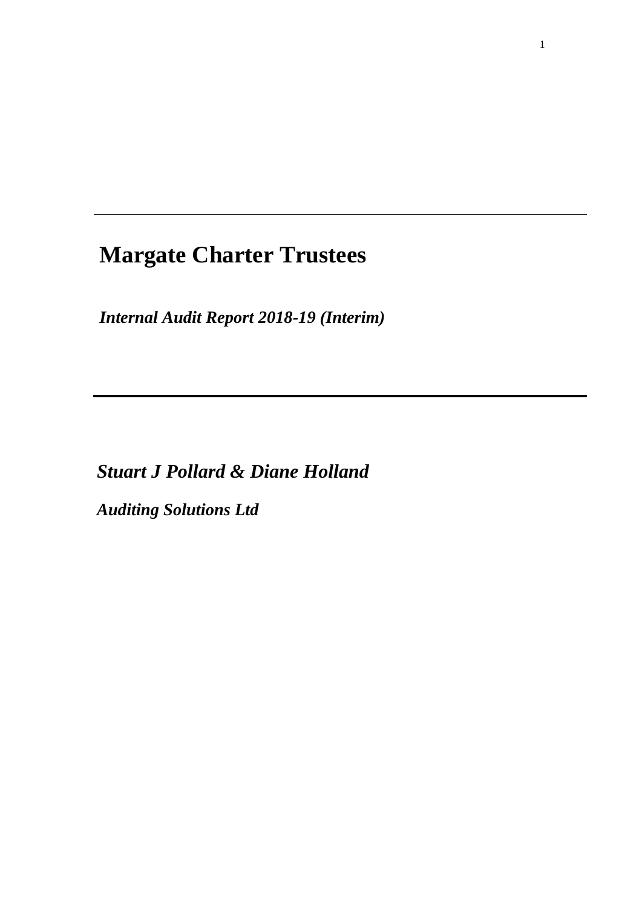# Margate Charter Trustees

***Internal Audit Report 2018-19 (Interim)***

***Stuart J Pollard & Diane Holland***

***Auditing Solutions Ltd***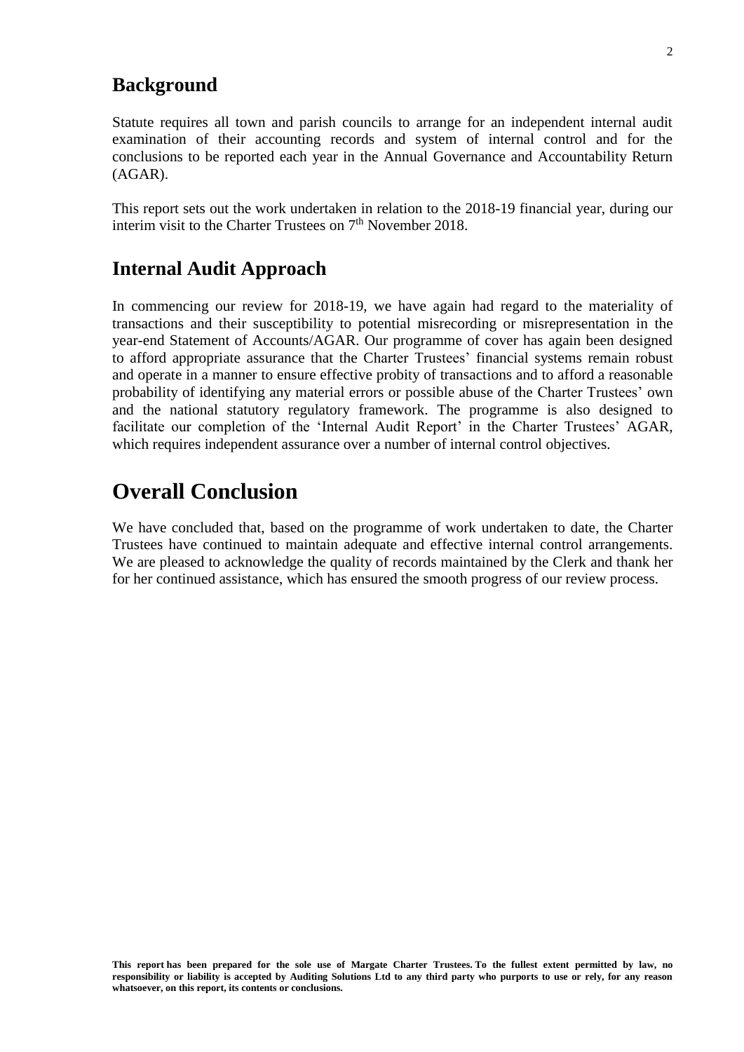## Background

Statute requires all town and parish councils to arrange for an independent internal audit examination of their accounting records and system of internal control and for the conclusions to be reported each year in the Annual Governance and Accountability Return (AGAR).

This report sets out the work undertaken in relation to the 2018-19 financial year, during our interim visit to the Charter Trustees on 7th November 2018.

## Internal Audit Approach

In commencing our review for 2018-19, we have again had regard to the materiality of transactions and their susceptibility to potential misrecording or misrepresentation in the year-end Statement of Accounts/AGAR. Our programme of cover has again been designed to afford appropriate assurance that the Charter Trustees' financial systems remain robust and operate in a manner to ensure effective probity of transactions and to afford a reasonable probability of identifying any material errors or possible abuse of the Charter Trustees' own and the national statutory regulatory framework. The programme is also designed to facilitate our completion of the 'Internal Audit Report' in the Charter Trustees' AGAR, which requires independent assurance over a number of internal control objectives.

# Overall Conclusion

We have concluded that, based on the programme of work undertaken to date, the Charter Trustees have continued to maintain adequate and effective internal control arrangements. We are pleased to acknowledge the quality of records maintained by the Clerk and thank her for her continued assistance, which has ensured the smooth progress of our review process.

**This report has been prepared for the sole use of Margate Charter Trustees. To the fullest extent permitted by law, no responsibility or liability is accepted by Auditing Solutions Ltd to any third party who purports to use or rely, for any reason whatsoever, on this report, its contents or conclusions.**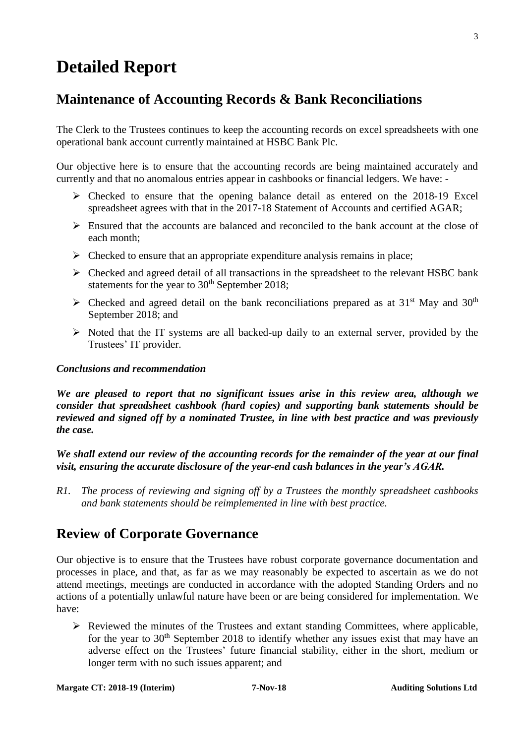# Detailed Report

## Maintenance of Accounting Records & Bank Reconciliations

The Clerk to the Trustees continues to keep the accounting records on excel spreadsheets with one operational bank account currently maintained at HSBC Bank Plc.

Our objective here is to ensure that the accounting records are being maintained accurately and currently and that no anomalous entries appear in cashbooks or financial ledgers. We have: -

- Checked to ensure that the opening balance detail as entered on the 2018-19 Excel spreadsheet agrees with that in the 2017-18 Statement of Accounts and certified AGAR;
- Ensured that the accounts are balanced and reconciled to the bank account at the close of each month;
- Checked to ensure that an appropriate expenditure analysis remains in place;
- Checked and agreed detail of all transactions in the spreadsheet to the relevant HSBC bank statements for the year to 30th September 2018;
- Checked and agreed detail on the bank reconciliations prepared as at 31st May and 30th September 2018; and
- Noted that the IT systems are all backed-up daily to an external server, provided by the Trustees' IT provider.

***Conclusions and recommendation***

***We are pleased to report that no significant issues arise in this review area, although we consider that spreadsheet cashbook (hard copies) and supporting bank statements should be reviewed and signed off by a nominated Trustee, in line with best practice and was previously the case.***

***We shall extend our review of the accounting records for the remainder of the year at our final visit, ensuring the accurate disclosure of the year-end cash balances in the year's AGAR.***

*R1. The process of reviewing and signing off by a Trustees the monthly spreadsheet cashbooks and bank statements should be reimplemented in line with best practice.*

## Review of Corporate Governance

Our objective is to ensure that the Trustees have robust corporate governance documentation and processes in place, and that, as far as we may reasonably be expected to ascertain as we do not attend meetings, meetings are conducted in accordance with the adopted Standing Orders and no actions of a potentially unlawful nature have been or are being considered for implementation. We have:

- Reviewed the minutes of the Trustees and extant standing Committees, where applicable, for the year to 30th September 2018 to identify whether any issues exist that may have an adverse effect on the Trustees' future financial stability, either in the short, medium or longer term with no such issues apparent; and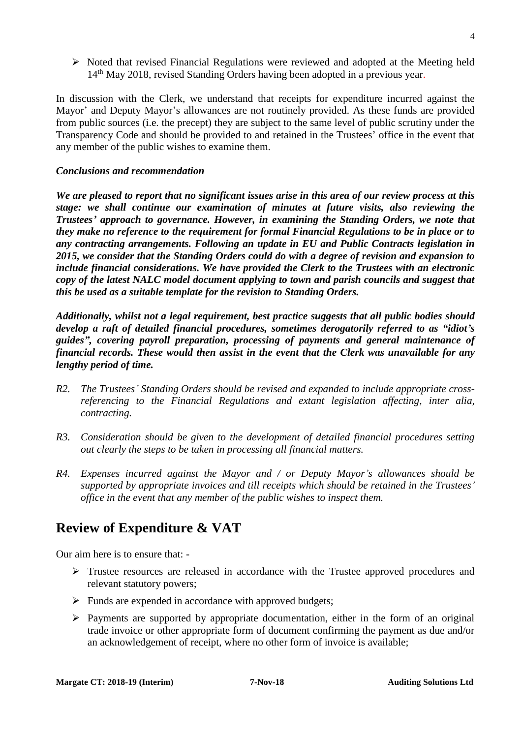- Noted that revised Financial Regulations were reviewed and adopted at the Meeting held 14th May 2018, revised Standing Orders having been adopted in a previous year.

In discussion with the Clerk, we understand that receipts for expenditure incurred against the Mayor' and Deputy Mayor's allowances are not routinely provided. As these funds are provided from public sources (i.e. the precept) they are subject to the same level of public scrutiny under the Transparency Code and should be provided to and retained in the Trustees' office in the event that any member of the public wishes to examine them.

### *Conclusions and recommendation*

***We are pleased to report that no significant issues arise in this area of our review process at this stage: we shall continue our examination of minutes at future visits, also reviewing the Trustees' approach to governance. However, in examining the Standing Orders, we note that they make no reference to the requirement for formal Financial Regulations to be in place or to any contracting arrangements. Following an update in EU and Public Contracts legislation in 2015, we consider that the Standing Orders could do with a degree of revision and expansion to include financial considerations. We have provided the Clerk to the Trustees with an electronic copy of the latest NALC model document applying to town and parish councils and suggest that this be used as a suitable template for the revision to Standing Orders.***

***Additionally, whilst not a legal requirement, best practice suggests that all public bodies should develop a raft of detailed financial procedures, sometimes derogatorily referred to as "idiot's guides", covering payroll preparation, processing of payments and general maintenance of financial records. These would then assist in the event that the Clerk was unavailable for any lengthy period of time.***

*R2. The Trustees' Standing Orders should be revised and expanded to include appropriate cross-referencing to the Financial Regulations and extant legislation affecting, inter alia, contracting.*

*R3. Consideration should be given to the development of detailed financial procedures setting out clearly the steps to be taken in processing all financial matters.*

*R4. Expenses incurred against the Mayor and / or Deputy Mayor's allowances should be supported by appropriate invoices and till receipts which should be retained in the Trustees' office in the event that any member of the public wishes to inspect them.*

## Review of Expenditure & VAT

Our aim here is to ensure that: -

- Trustee resources are released in accordance with the Trustee approved procedures and relevant statutory powers;
- Funds are expended in accordance with approved budgets;
- Payments are supported by appropriate documentation, either in the form of an original trade invoice or other appropriate form of document confirming the payment as due and/or an acknowledgement of receipt, where no other form of invoice is available;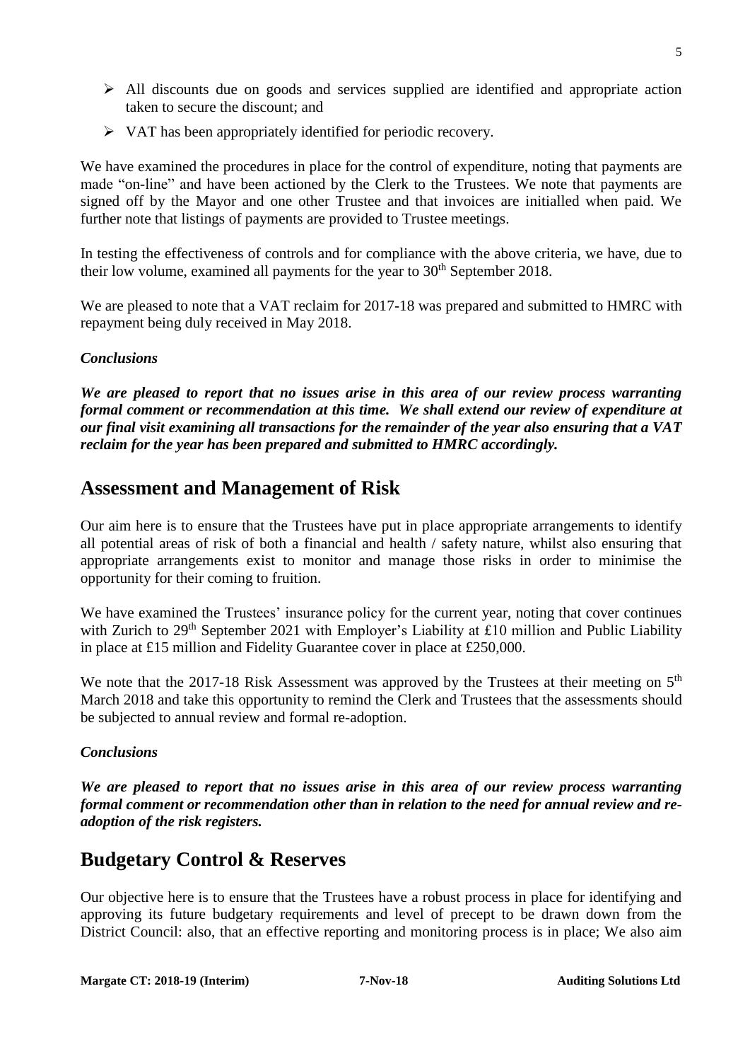- All discounts due on goods and services supplied are identified and appropriate action taken to secure the discount; and
- VAT has been appropriately identified for periodic recovery.

We have examined the procedures in place for the control of expenditure, noting that payments are made "on-line" and have been actioned by the Clerk to the Trustees. We note that payments are signed off by the Mayor and one other Trustee and that invoices are initialled when paid. We further note that listings of payments are provided to Trustee meetings.

In testing the effectiveness of controls and for compliance with the above criteria, we have, due to their low volume, examined all payments for the year to 30th September 2018.

We are pleased to note that a VAT reclaim for 2017-18 was prepared and submitted to HMRC with repayment being duly received in May 2018.

### *Conclusions*

***We are pleased to report that no issues arise in this area of our review process warranting formal comment or recommendation at this time. We shall extend our review of expenditure at our final visit examining all transactions for the remainder of the year also ensuring that a VAT reclaim for the year has been prepared and submitted to HMRC accordingly.***

## Assessment and Management of Risk

Our aim here is to ensure that the Trustees have put in place appropriate arrangements to identify all potential areas of risk of both a financial and health / safety nature, whilst also ensuring that appropriate arrangements exist to monitor and manage those risks in order to minimise the opportunity for their coming to fruition.

We have examined the Trustees' insurance policy for the current year, noting that cover continues with Zurich to 29th September 2021 with Employer's Liability at £10 million and Public Liability in place at £15 million and Fidelity Guarantee cover in place at £250,000.

We note that the 2017-18 Risk Assessment was approved by the Trustees at their meeting on 5th March 2018 and take this opportunity to remind the Clerk and Trustees that the assessments should be subjected to annual review and formal re-adoption.

### *Conclusions*

***We are pleased to report that no issues arise in this area of our review process warranting formal comment or recommendation other than in relation to the need for annual review and re-adoption of the risk registers.***

## Budgetary Control & Reserves

Our objective here is to ensure that the Trustees have a robust process in place for identifying and approving its future budgetary requirements and level of precept to be drawn down from the District Council: also, that an effective reporting and monitoring process is in place; We also aim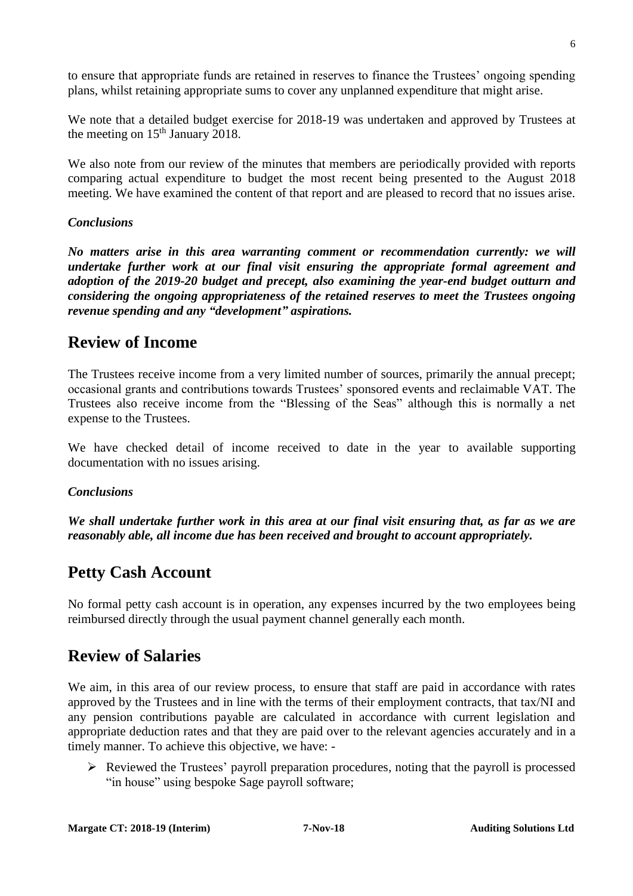to ensure that appropriate funds are retained in reserves to finance the Trustees' ongoing spending plans, whilst retaining appropriate sums to cover any unplanned expenditure that might arise.

We note that a detailed budget exercise for 2018-19 was undertaken and approved by Trustees at the meeting on 15th January 2018.

We also note from our review of the minutes that members are periodically provided with reports comparing actual expenditure to budget the most recent being presented to the August 2018 meeting. We have examined the content of that report and are pleased to record that no issues arise.

### *Conclusions*

***No matters arise in this area warranting comment or recommendation currently: we will undertake further work at our final visit ensuring the appropriate formal agreement and adoption of the 2019-20 budget and precept, also examining the year-end budget outturn and considering the ongoing appropriateness of the retained reserves to meet the Trustees ongoing revenue spending and any "development" aspirations.***

## Review of Income

The Trustees receive income from a very limited number of sources, primarily the annual precept; occasional grants and contributions towards Trustees' sponsored events and reclaimable VAT. The Trustees also receive income from the "Blessing of the Seas" although this is normally a net expense to the Trustees.

We have checked detail of income received to date in the year to available supporting documentation with no issues arising.

### *Conclusions*

***We shall undertake further work in this area at our final visit ensuring that, as far as we are reasonably able, all income due has been received and brought to account appropriately.***

## Petty Cash Account

No formal petty cash account is in operation, any expenses incurred by the two employees being reimbursed directly through the usual payment channel generally each month.

## Review of Salaries

We aim, in this area of our review process, to ensure that staff are paid in accordance with rates approved by the Trustees and in line with the terms of their employment contracts, that tax/NI and any pension contributions payable are calculated in accordance with current legislation and appropriate deduction rates and that they are paid over to the relevant agencies accurately and in a timely manner. To achieve this objective, we have: -

- Reviewed the Trustees' payroll preparation procedures, noting that the payroll is processed "in house" using bespoke Sage payroll software;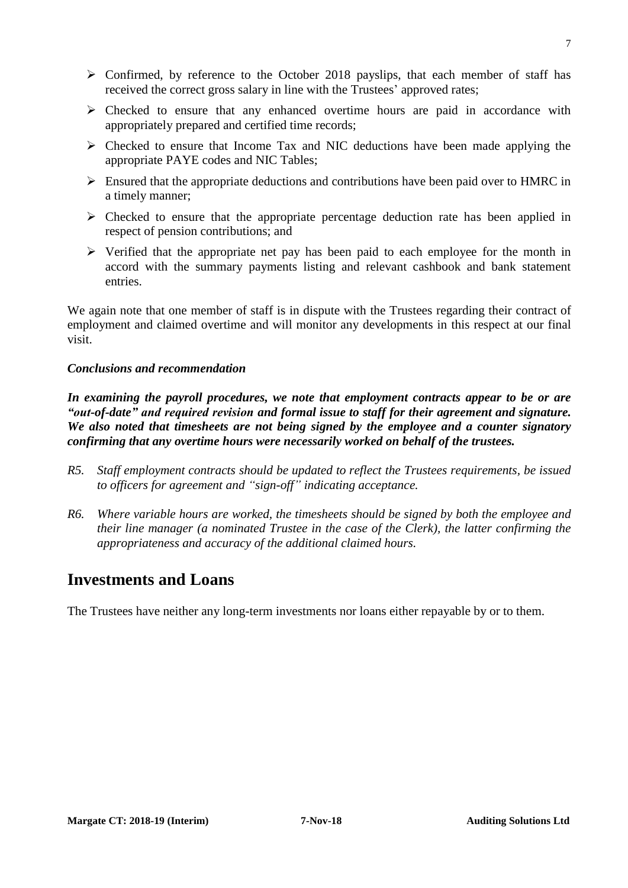- Confirmed, by reference to the October 2018 payslips, that each member of staff has received the correct gross salary in line with the Trustees' approved rates;
- Checked to ensure that any enhanced overtime hours are paid in accordance with appropriately prepared and certified time records;
- Checked to ensure that Income Tax and NIC deductions have been made applying the appropriate PAYE codes and NIC Tables;
- Ensured that the appropriate deductions and contributions have been paid over to HMRC in a timely manner;
- Checked to ensure that the appropriate percentage deduction rate has been applied in respect of pension contributions; and
- Verified that the appropriate net pay has been paid to each employee for the month in accord with the summary payments listing and relevant cashbook and bank statement entries.

We again note that one member of staff is in dispute with the Trustees regarding their contract of employment and claimed overtime and will monitor any developments in this respect at our final visit.

***Conclusions and recommendation***

***In examining the payroll procedures, we note that employment contracts appear to be or are "out-of-date" and required revision and formal issue to staff for their agreement and signature. We also noted that timesheets are not being signed by the employee and a counter signatory confirming that any overtime hours were necessarily worked on behalf of the trustees.***

*R5. Staff employment contracts should be updated to reflect the Trustees requirements, be issued to officers for agreement and "sign-off" indicating acceptance.*

*R6. Where variable hours are worked, the timesheets should be signed by both the employee and their line manager (a nominated Trustee in the case of the Clerk), the latter confirming the appropriateness and accuracy of the additional claimed hours.*

## Investments and Loans

The Trustees have neither any long-term investments nor loans either repayable by or to them.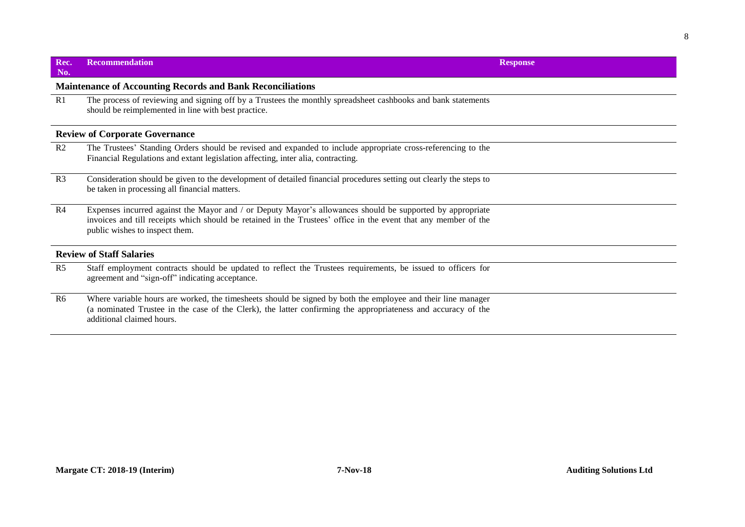| Rec. No. | Recommendation | Response |
|---|---|---|
| | **Maintenance of Accounting Records and Bank Reconciliations** | |
| R1 | The process of reviewing and signing off by a Trustees the monthly spreadsheet cashbooks and bank statements should be reimplemented in line with best practice. | |
| | **Review of Corporate Governance** | |
| R2 | The Trustees' Standing Orders should be revised and expanded to include appropriate cross-referencing to the Financial Regulations and extant legislation affecting, inter alia, contracting. | |
| R3 | Consideration should be given to the development of detailed financial procedures setting out clearly the steps to be taken in processing all financial matters. | |
| R4 | Expenses incurred against the Mayor and / or Deputy Mayor's allowances should be supported by appropriate invoices and till receipts which should be retained in the Trustees' office in the event that any member of the public wishes to inspect them. | |
| | **Review of Staff Salaries** | |
| R5 | Staff employment contracts should be updated to reflect the Trustees requirements, be issued to officers for agreement and "sign-off" indicating acceptance. | |
| R6 | Where variable hours are worked, the timesheets should be signed by both the employee and their line manager (a nominated Trustee in the case of the Clerk), the latter confirming the appropriateness and accuracy of the additional claimed hours. | |